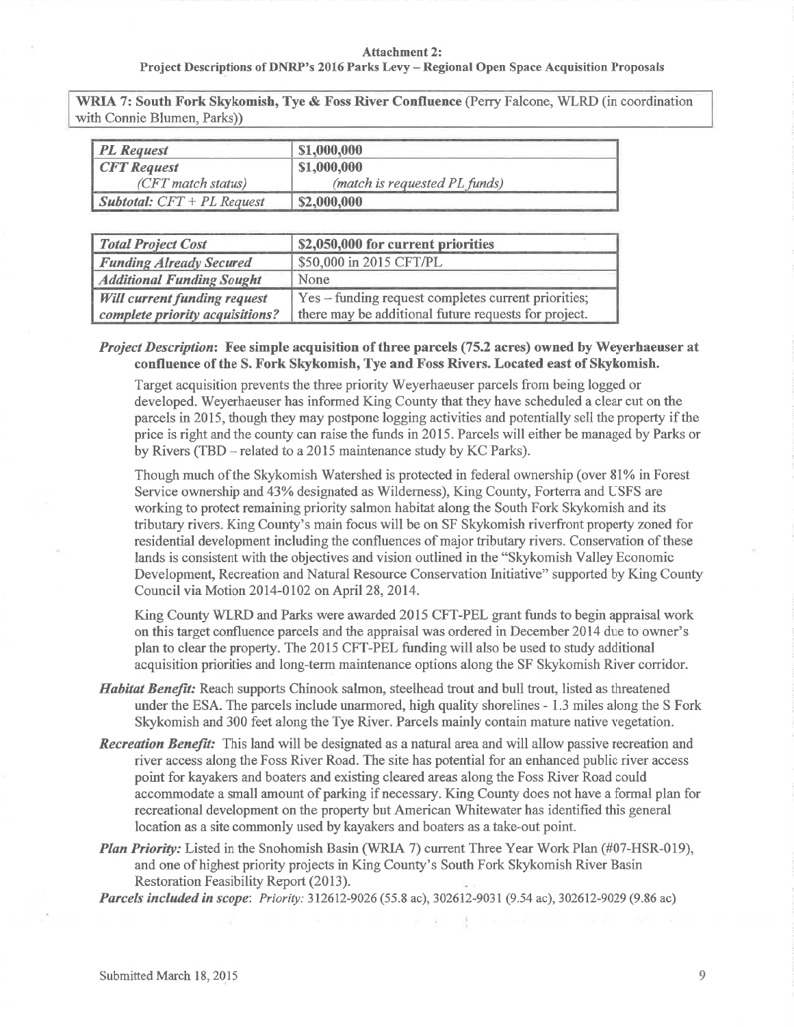**Attachment 2:**
**Project Descriptions of DNRP's 2016 Parks Levy – Regional Open Space Acquisition Proposals**

**WRIA 7: South Fork Skykomish, Tye & Foss River Confluence** (Perry Falcone, WLRD (in coordination with Connie Blumen, Parks))

| *PL Request* | **\$1,000,000** |
|---|---|
| *CFT Request* *(CFT match status)* | **\$1,000,000** *(match is requested PL funds)* |
| *Subtotal: CFT + PL Request* | **\$2,000,000** |

| *Total Project Cost* | **\$2,050,000 for current priorities** |
|---|---|
| *Funding Already Secured* | \$50,000 in 2015 CFT/PL |
| *Additional Funding Sought* | None |
| *Will current funding request complete priority acquisitions?* | Yes – funding request completes current priorities; there may be additional future requests for project. |

***Project Description*: Fee simple acquisition of three parcels (75.2 acres) owned by Weyerhaeuser at confluence of the S. Fork Skykomish, Tye and Foss Rivers. Located east of Skykomish.**

Target acquisition prevents the three priority Weyerhaeuser parcels from being logged or developed. Weyerhaeuser has informed King County that they have scheduled a clear cut on the parcels in 2015, though they may postpone logging activities and potentially sell the property if the price is right and the county can raise the funds in 2015. Parcels will either be managed by Parks or by Rivers (TBD – related to a 2015 maintenance study by KC Parks).

Though much of the Skykomish Watershed is protected in federal ownership (over 81% in Forest Service ownership and 43% designated as Wilderness), King County, Forterra and USFS are working to protect remaining priority salmon habitat along the South Fork Skykomish and its tributary rivers. King County's main focus will be on SF Skykomish riverfront property zoned for residential development including the confluences of major tributary rivers. Conservation of these lands is consistent with the objectives and vision outlined in the "Skykomish Valley Economic Development, Recreation and Natural Resource Conservation Initiative" supported by King County Council via Motion 2014-0102 on April 28, 2014.

King County WLRD and Parks were awarded 2015 CFT-PEL grant funds to begin appraisal work on this target confluence parcels and the appraisal was ordered in December 2014 due to owner's plan to clear the property. The 2015 CFT-PEL funding will also be used to study additional acquisition priorities and long-term maintenance options along the SF Skykomish River corridor.

***Habitat Benefit:*** Reach supports Chinook salmon, steelhead trout and bull trout, listed as threatened under the ESA. The parcels include unarmored, high quality shorelines - 1.3 miles along the S Fork Skykomish and 300 feet along the Tye River. Parcels mainly contain mature native vegetation.

***Recreation Benefit:*** This land will be designated as a natural area and will allow passive recreation and river access along the Foss River Road. The site has potential for an enhanced public river access point for kayakers and boaters and existing cleared areas along the Foss River Road could accommodate a small amount of parking if necessary. King County does not have a formal plan for recreational development on the property but American Whitewater has identified this general location as a site commonly used by kayakers and boaters as a take-out point.

***Plan Priority:*** Listed in the Snohomish Basin (WRIA 7) current Three Year Work Plan (#07-HSR-019), and one of highest priority projects in King County's South Fork Skykomish River Basin Restoration Feasibility Report (2013).

***Parcels included in scope*:** *Priority:* 312612-9026 (55.8 ac), 302612-9031 (9.54 ac), 302612-9029 (9.86 ac)

Submitted March 18, 2015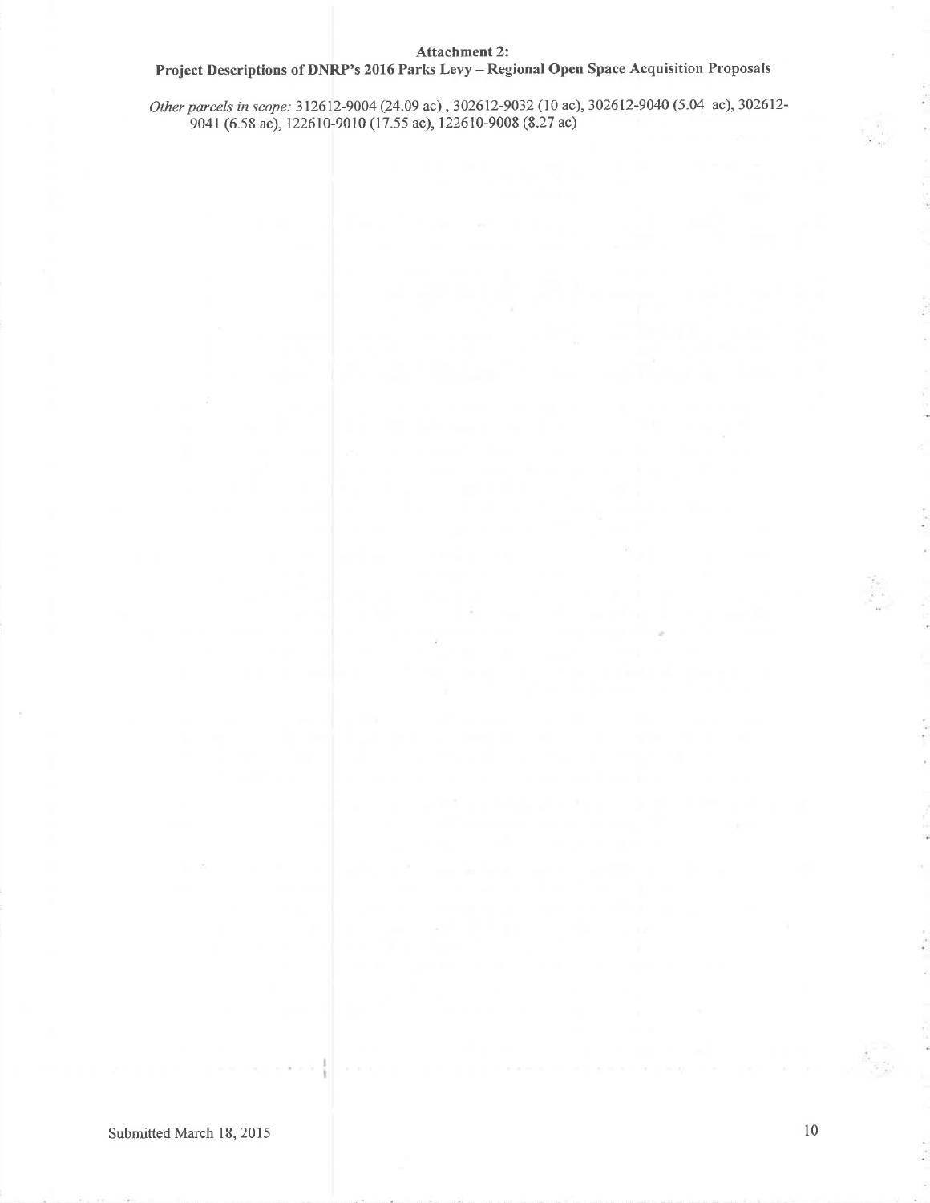*Other parcels in scope:* 312612-9004 (24.09 ac) , 302612-9032 (10 ac), 302612-9040 (5.04 ac), 302612-9041 (6.58 ac), 122610-9010 (17.55 ac), 122610-9008 (8.27 ac)